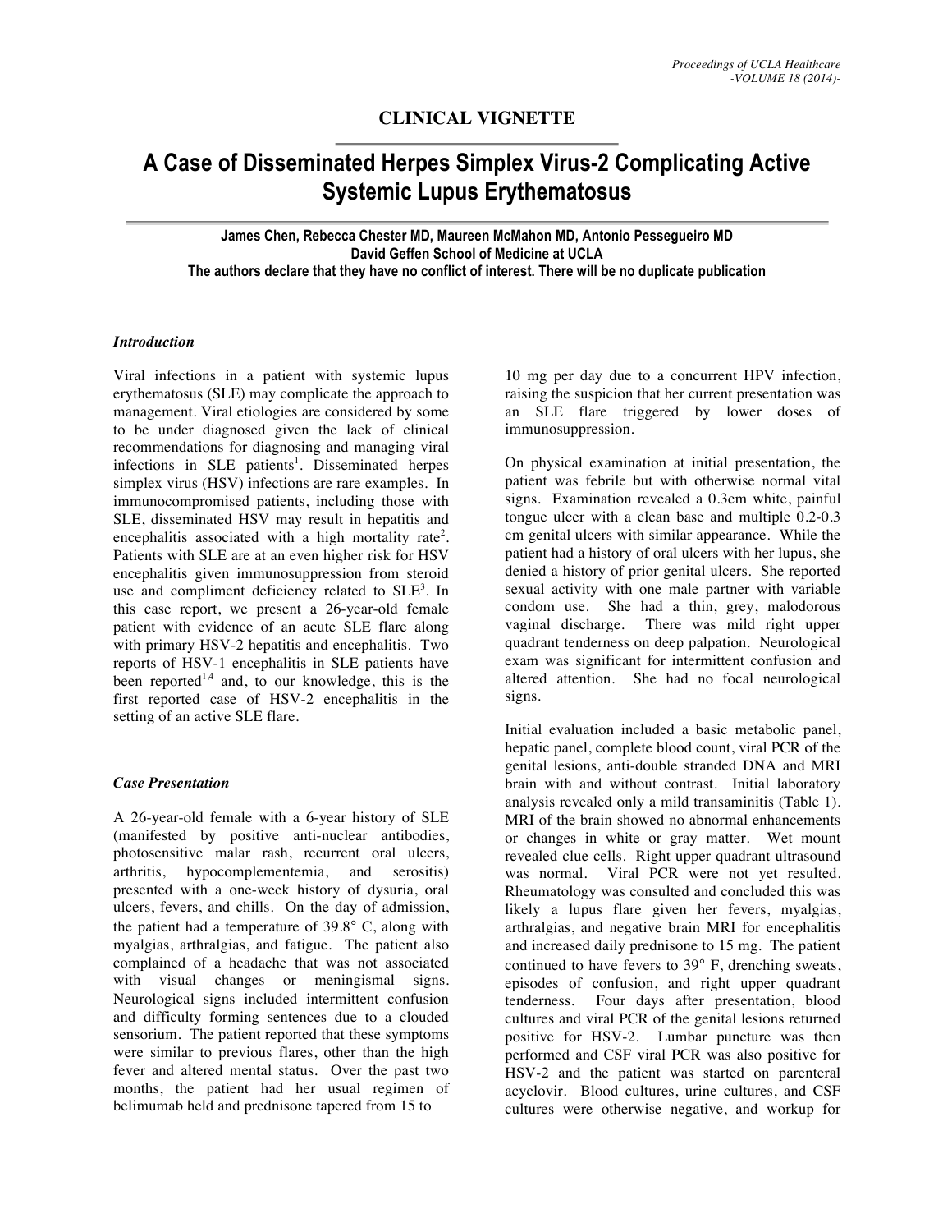## CLINICAL VIGNETTE

# A Case of Disseminated Herpes Simplex Virus-2 Complicating Active Systemic Lupus Erythematosus

**James Chen, Rebecca Chester MD, Maureen McMahon MD, Antonio Pessegueiro MD**
**David Geffen School of Medicine at UCLA**
**The authors declare that they have no conflict of interest. There will be no duplicate publication**

### *Introduction*

Viral infections in a patient with systemic lupus erythematosus (SLE) may complicate the approach to management. Viral etiologies are considered by some to be under diagnosed given the lack of clinical recommendations for diagnosing and managing viral infections in SLE patients[1]. Disseminated herpes simplex virus (HSV) infections are rare examples. In immunocompromised patients, including those with SLE, disseminated HSV may result in hepatitis and encephalitis associated with a high mortality rate[2]. Patients with SLE are at an even higher risk for HSV encephalitis given immunosuppression from steroid use and compliment deficiency related to SLE[3]. In this case report, we present a 26-year-old female patient with evidence of an acute SLE flare along with primary HSV-2 hepatitis and encephalitis. Two reports of HSV-1 encephalitis in SLE patients have been reported[1,4] and, to our knowledge, this is the first reported case of HSV-2 encephalitis in the setting of an active SLE flare.

### *Case Presentation*

A 26-year-old female with a 6-year history of SLE (manifested by positive anti-nuclear antibodies, photosensitive malar rash, recurrent oral ulcers, arthritis, hypocomplementemia, and serositis) presented with a one-week history of dysuria, oral ulcers, fevers, and chills. On the day of admission, the patient had a temperature of 39.8° C, along with myalgias, arthralgias, and fatigue. The patient also complained of a headache that was not associated with visual changes or meningismal signs. Neurological signs included intermittent confusion and difficulty forming sentences due to a clouded sensorium. The patient reported that these symptoms were similar to previous flares, other than the high fever and altered mental status. Over the past two months, the patient had her usual regimen of belimumab held and prednisone tapered from 15 to 10 mg per day due to a concurrent HPV infection, raising the suspicion that her current presentation was an SLE flare triggered by lower doses of immunosuppression.

On physical examination at initial presentation, the patient was febrile but with otherwise normal vital signs. Examination revealed a 0.3cm white, painful tongue ulcer with a clean base and multiple 0.2-0.3 cm genital ulcers with similar appearance. While the patient had a history of oral ulcers with her lupus, she denied a history of prior genital ulcers. She reported sexual activity with one male partner with variable condom use. She had a thin, grey, malodorous vaginal discharge. There was mild right upper quadrant tenderness on deep palpation. Neurological exam was significant for intermittent confusion and altered attention. She had no focal neurological signs.

Initial evaluation included a basic metabolic panel, hepatic panel, complete blood count, viral PCR of the genital lesions, anti-double stranded DNA and MRI brain with and without contrast. Initial laboratory analysis revealed only a mild transaminitis (Table 1). MRI of the brain showed no abnormal enhancements or changes in white or gray matter. Wet mount revealed clue cells. Right upper quadrant ultrasound was normal. Viral PCR were not yet resulted. Rheumatology was consulted and concluded this was likely a lupus flare given her fevers, myalgias, arthralgias, and negative brain MRI for encephalitis and increased daily prednisone to 15 mg. The patient continued to have fevers to 39° F, drenching sweats, episodes of confusion, and right upper quadrant tenderness. Four days after presentation, blood cultures and viral PCR of the genital lesions returned positive for HSV-2. Lumbar puncture was then performed and CSF viral PCR was also positive for HSV-2 and the patient was started on parenteral acyclovir. Blood cultures, urine cultures, and CSF cultures were otherwise negative, and workup for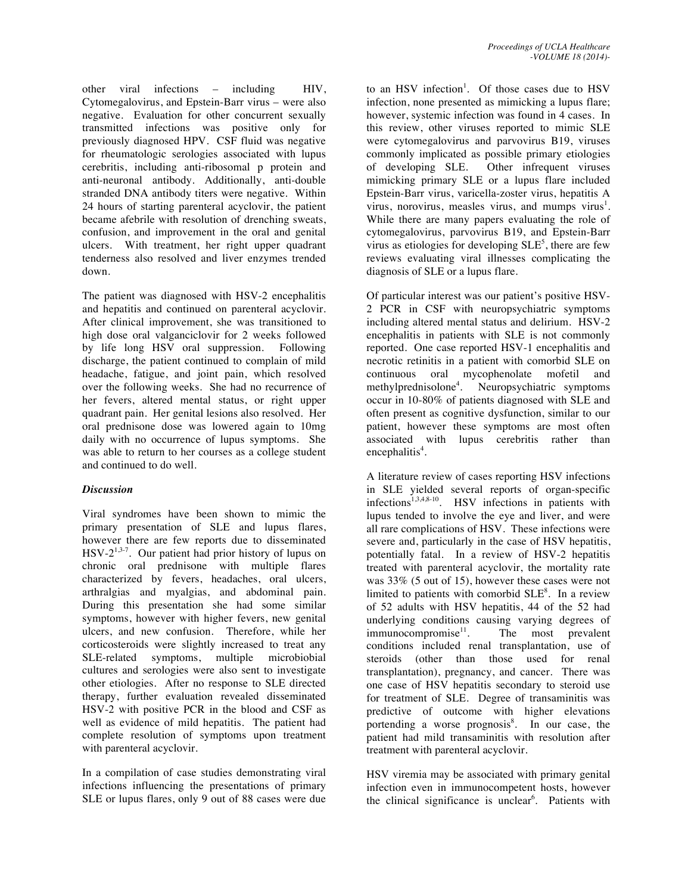other viral infections – including HIV, Cytomegalovirus, and Epstein-Barr virus – were also negative. Evaluation for other concurrent sexually transmitted infections was positive only for previously diagnosed HPV. CSF fluid was negative for rheumatologic serologies associated with lupus cerebritis, including anti-ribosomal p protein and anti-neuronal antibody. Additionally, anti-double stranded DNA antibody titers were negative. Within 24 hours of starting parenteral acyclovir, the patient became afebrile with resolution of drenching sweats, confusion, and improvement in the oral and genital ulcers. With treatment, her right upper quadrant tenderness also resolved and liver enzymes trended down.

The patient was diagnosed with HSV-2 encephalitis and hepatitis and continued on parenteral acyclovir. After clinical improvement, she was transitioned to high dose oral valganciclovir for 2 weeks followed by life long HSV oral suppression. Following discharge, the patient continued to complain of mild headache, fatigue, and joint pain, which resolved over the following weeks. She had no recurrence of her fevers, altered mental status, or right upper quadrant pain. Her genital lesions also resolved. Her oral prednisone dose was lowered again to 10mg daily with no occurrence of lupus symptoms. She was able to return to her courses as a college student and continued to do well.

### *Discussion*

Viral syndromes have been shown to mimic the primary presentation of SLE and lupus flares, however there are few reports due to disseminated HSV-2[1,3-7]. Our patient had prior history of lupus on chronic oral prednisone with multiple flares characterized by fevers, headaches, oral ulcers, arthralgias and myalgias, and abdominal pain. During this presentation she had some similar symptoms, however with higher fevers, new genital ulcers, and new confusion. Therefore, while her corticosteroids were slightly increased to treat any SLE-related symptoms, multiple microbiobial cultures and serologies were also sent to investigate other etiologies. After no response to SLE directed therapy, further evaluation revealed disseminated HSV-2 with positive PCR in the blood and CSF as well as evidence of mild hepatitis. The patient had complete resolution of symptoms upon treatment with parenteral acyclovir.

In a compilation of case studies demonstrating viral infections influencing the presentations of primary SLE or lupus flares, only 9 out of 88 cases were due to an HSV infection[1]. Of those cases due to HSV infection, none presented as mimicking a lupus flare; however, systemic infection was found in 4 cases. In this review, other viruses reported to mimic SLE were cytomegalovirus and parvovirus B19, viruses commonly implicated as possible primary etiologies of developing SLE. Other infrequent viruses mimicking primary SLE or a lupus flare included Epstein-Barr virus, varicella-zoster virus, hepatitis A virus, norovirus, measles virus, and mumps virus[1]. While there are many papers evaluating the role of cytomegalovirus, parvovirus B19, and Epstein-Barr virus as etiologies for developing SLE[5], there are few reviews evaluating viral illnesses complicating the diagnosis of SLE or a lupus flare.

Of particular interest was our patient's positive HSV-2 PCR in CSF with neuropsychiatric symptoms including altered mental status and delirium. HSV-2 encephalitis in patients with SLE is not commonly reported. One case reported HSV-1 encephalitis and necrotic retinitis in a patient with comorbid SLE on continuous oral mycophenolate mofetil and methylprednisolone[4]. Neuropsychiatric symptoms occur in 10-80% of patients diagnosed with SLE and often present as cognitive dysfunction, similar to our patient, however these symptoms are most often associated with lupus cerebritis rather than encephalitis[4].

A literature review of cases reporting HSV infections in SLE yielded several reports of organ-specific infections[1,3,4,8-10]. HSV infections in patients with lupus tended to involve the eye and liver, and were all rare complications of HSV. These infections were severe and, particularly in the case of HSV hepatitis, potentially fatal. In a review of HSV-2 hepatitis treated with parenteral acyclovir, the mortality rate was 33% (5 out of 15), however these cases were not limited to patients with comorbid SLE[8]. In a review of 52 adults with HSV hepatitis, 44 of the 52 had underlying conditions causing varying degrees of immunocompromise[11]. The most prevalent conditions included renal transplantation, use of steroids (other than those used for renal transplantation), pregnancy, and cancer. There was one case of HSV hepatitis secondary to steroid use for treatment of SLE. Degree of transaminitis was predictive of outcome with higher elevations portending a worse prognosis[8]. In our case, the patient had mild transaminitis with resolution after treatment with parenteral acyclovir.

HSV viremia may be associated with primary genital infection even in immunocompetent hosts, however the clinical significance is unclear[6]. Patients with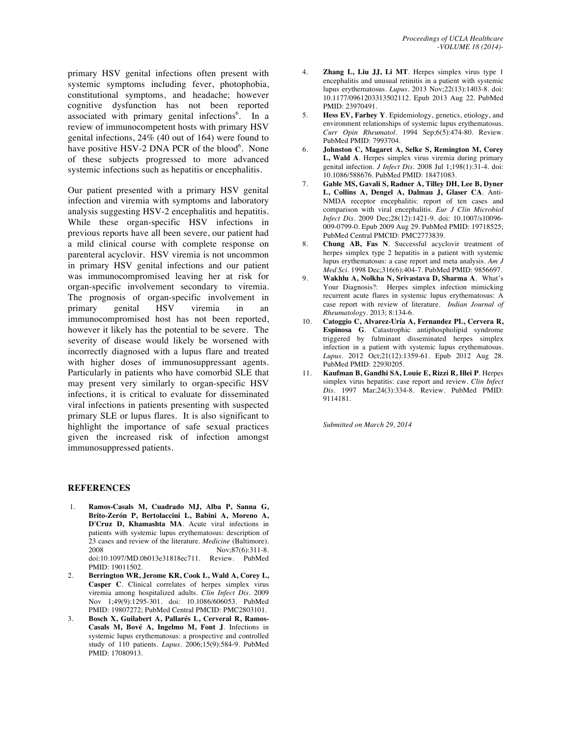primary HSV genital infections often present with systemic symptoms including fever, photophobia, constitutional symptoms, and headache; however cognitive dysfunction has not been reported associated with primary genital infections[6]. In a review of immunocompetent hosts with primary HSV genital infections, 24% (40 out of 164) were found to have positive HSV-2 DNA PCR of the blood[6]. None of these subjects progressed to more advanced systemic infections such as hepatitis or encephalitis.

Our patient presented with a primary HSV genital infection and viremia with symptoms and laboratory analysis suggesting HSV-2 encephalitis and hepatitis. While these organ-specific HSV infections in previous reports have all been severe, our patient had a mild clinical course with complete response on parenteral acyclovir. HSV viremia is not uncommon in primary HSV genital infections and our patient was immunocompromised leaving her at risk for organ-specific involvement secondary to viremia. The prognosis of organ-specific involvement in primary genital HSV viremia in an immunocompromised host has not been reported, however it likely has the potential to be severe. The severity of disease would likely be worsened with incorrectly diagnosed with a lupus flare and treated with higher doses of immunosuppressant agents. Particularly in patients who have comorbid SLE that may present very similarly to organ-specific HSV infections, it is critical to evaluate for disseminated viral infections in patients presenting with suspected primary SLE or lupus flares. It is also significant to highlight the importance of safe sexual practices given the increased risk of infection amongst immunosuppressed patients.

## REFERENCES

1. **Ramos-Casals M, Cuadrado MJ, Alba P, Sanna G, Brito-Zerón P, Bertolaccini L, Babini A, Moreno A, D'Cruz D, Khamashta MA**. Acute viral infections in patients with systemic lupus erythematosus: description of 23 cases and review of the literature. *Medicine* (Baltimore). 2008 Nov;87(6):311-8. doi:10.1097/MD.0b013e31818ec711. Review. PubMed PMID: 19011502.
2. **Berrington WR, Jerome KR, Cook L, Wald A, Corey L, Casper C**. Clinical correlates of herpes simplex virus viremia among hospitalized adults. *Clin Infect Dis*. 2009 Nov 1;49(9):1295-301. doi: 10.1086/606053. PubMed PMID: 19807272; PubMed Central PMCID: PMC2803101.
3. **Bosch X, Guilabert A, Pallarés L, Cerveral R, Ramos-Casals M, Bové A, Ingelmo M, Font J**. Infections in systemic lupus erythematosus: a prospective and controlled study of 110 patients. *Lupus*. 2006;15(9):584-9. PubMed PMID: 17080913.
4. **Zhang L, Liu JJ, Li MT**. Herpes simplex virus type 1 encephalitis and unusual retinitis in a patient with systemic lupus erythematosus. *Lupus*. 2013 Nov;22(13):1403-8. doi: 10.1177/0961203313502112. Epub 2013 Aug 22. PubMed PMID: 23970491.
5. **Hess EV, Farhey Y**. Epidemiology, genetics, etiology, and environment relationships of systemic lupus erythematosus. *Curr Opin Rheumatol*. 1994 Sep;6(5):474-80. Review. PubMed PMID: 7993704.
6. **Johnston C, Magaret A, Selke S, Remington M, Corey L, Wald A**. Herpes simplex virus viremia during primary genital infection. *J Infect Dis*. 2008 Jul 1;198(1):31-4. doi: 10.1086/588676. PubMed PMID: 18471083.
7. **Gable MS, Gavali S, Radner A, Tilley DH, Lee B, Dyner L, Collins A, Dengel A, Dalmau J, Glaser CA**. Anti-NMDA receptor encephalitis: report of ten cases and comparison with viral encephalitis. *Eur J Clin Microbiol Infect Dis*. 2009 Dec;28(12):1421-9. doi: 10.1007/s10096-009-0799-0. Epub 2009 Aug 29. PubMed PMID: 19718525; PubMed Central PMCID: PMC2773839.
8. **Chung AB, Fas N**. Successful acyclovir treatment of herpes simplex type 2 hepatitis in a patient with systemic lupus erythematosus: a case report and meta analysis. *Am J Med Sci*. 1998 Dec;316(6):404-7. PubMed PMID: 9856697.
9. **Wakhlu A, Nolkha N, Srivastava D, Sharma A**. What's Your Diagnosis?: Herpes simplex infection mimicking recurrent acute flares in systemic lupus erythematosus: A case report with review of literature. *Indian Journal of Rheumatology*. 2013; 8:134-6.
10. **Catoggio C, Alvarez-Uría A, Fernandez PL, Cervera R, Espinosa G**. Catastrophic antiphospholipid syndrome triggered by fulminant disseminated herpes simplex infection in a patient with systemic lupus erythematosus. *Lupus*. 2012 Oct;21(12):1359-61. Epub 2012 Aug 28. PubMed PMID: 22930205.
11. **Kaufman B, Gandhi SA, Louie E, Rizzi R, Illei P**. Herpes simplex virus hepatitis: case report and review. *Clin Infect Dis*. 1997 Mar;24(3):334-8. Review. PubMed PMID: 9114181.

*Submitted on March 29, 2014*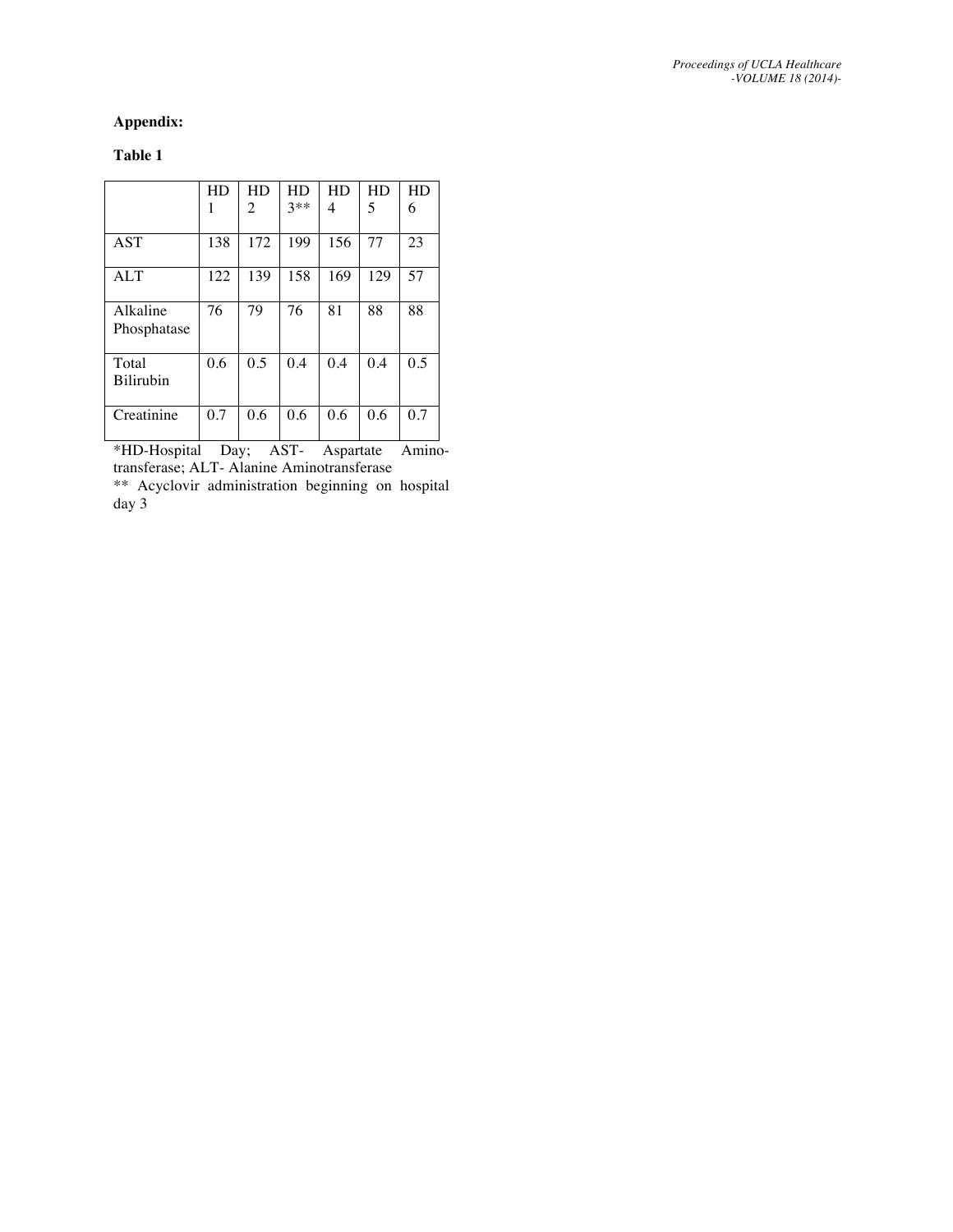**Appendix:**

**Table 1**

| | HD 1 | HD 2 | HD 3** | HD 4 | HD 5 | HD 6 |
|---|---|---|---|---|---|---|
| AST | 138 | 172 | 199 | 156 | 77 | 23 |
| ALT | 122 | 139 | 158 | 169 | 129 | 57 |
| Alkaline Phosphatase | 76 | 79 | 76 | 81 | 88 | 88 |
| Total Bilirubin | 0.6 | 0.5 | 0.4 | 0.4 | 0.4 | 0.5 |
| Creatinine | 0.7 | 0.6 | 0.6 | 0.6 | 0.6 | 0.7 |

*HD-Hospital Day; AST- Aspartate Amino-transferase; ALT- Alanine Aminotransferase

** Acyclovir administration beginning on hospital day 3